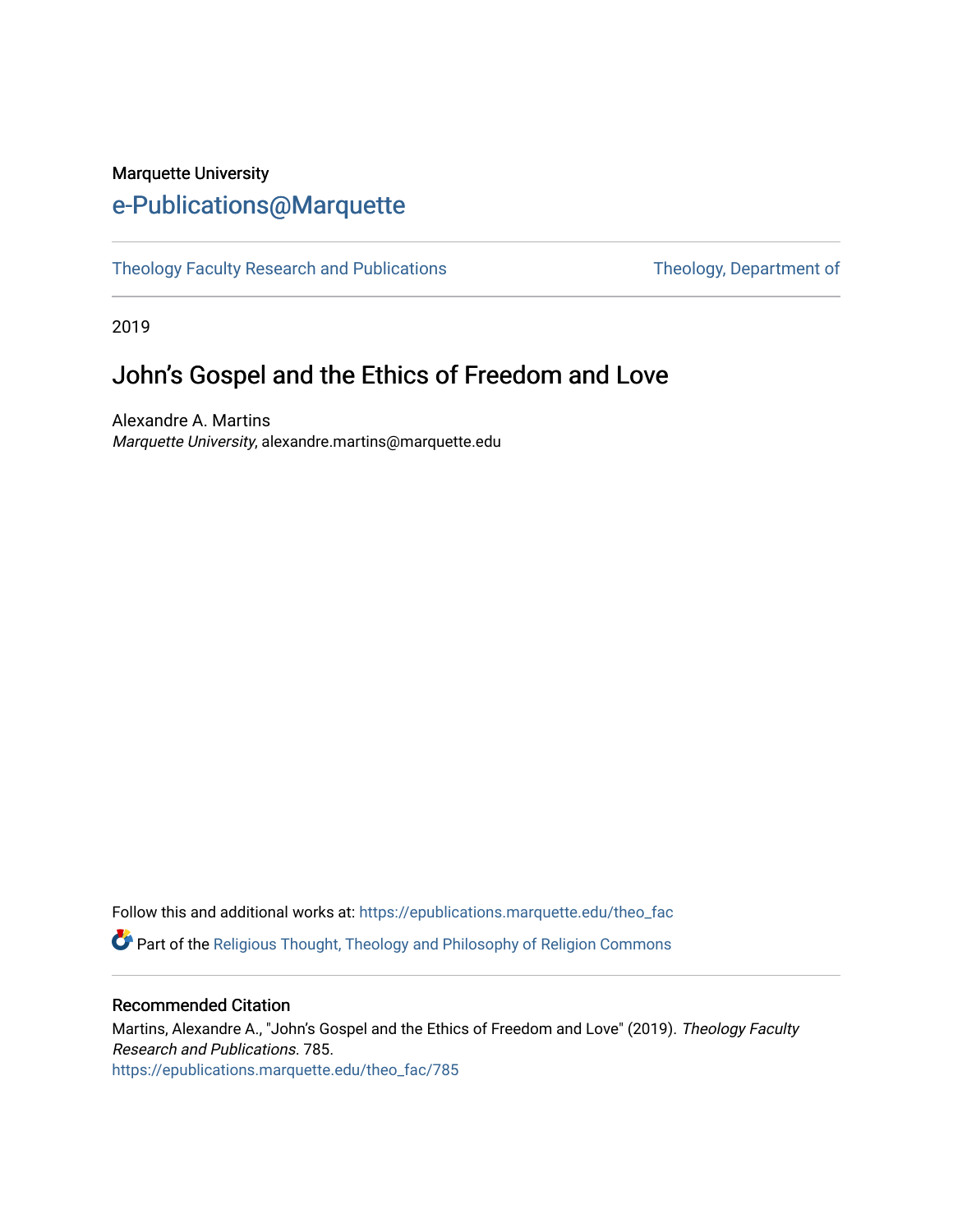Marquette University

# e-Publications@Marquette

Theology Faculty Research and Publications | Theology, Department of

2019

## John's Gospel and the Ethics of Freedom and Love

Alexandre A. Martins
*Marquette University*, alexandre.martins@marquette.edu

Follow this and additional works at: https://epublications.marquette.edu/theo_fac

Part of the Religious Thought, Theology and Philosophy of Religion Commons

### Recommended Citation

Martins, Alexandre A., "John's Gospel and the Ethics of Freedom and Love" (2019). *Theology Faculty Research and Publications*. 785.
https://epublications.marquette.edu/theo_fac/785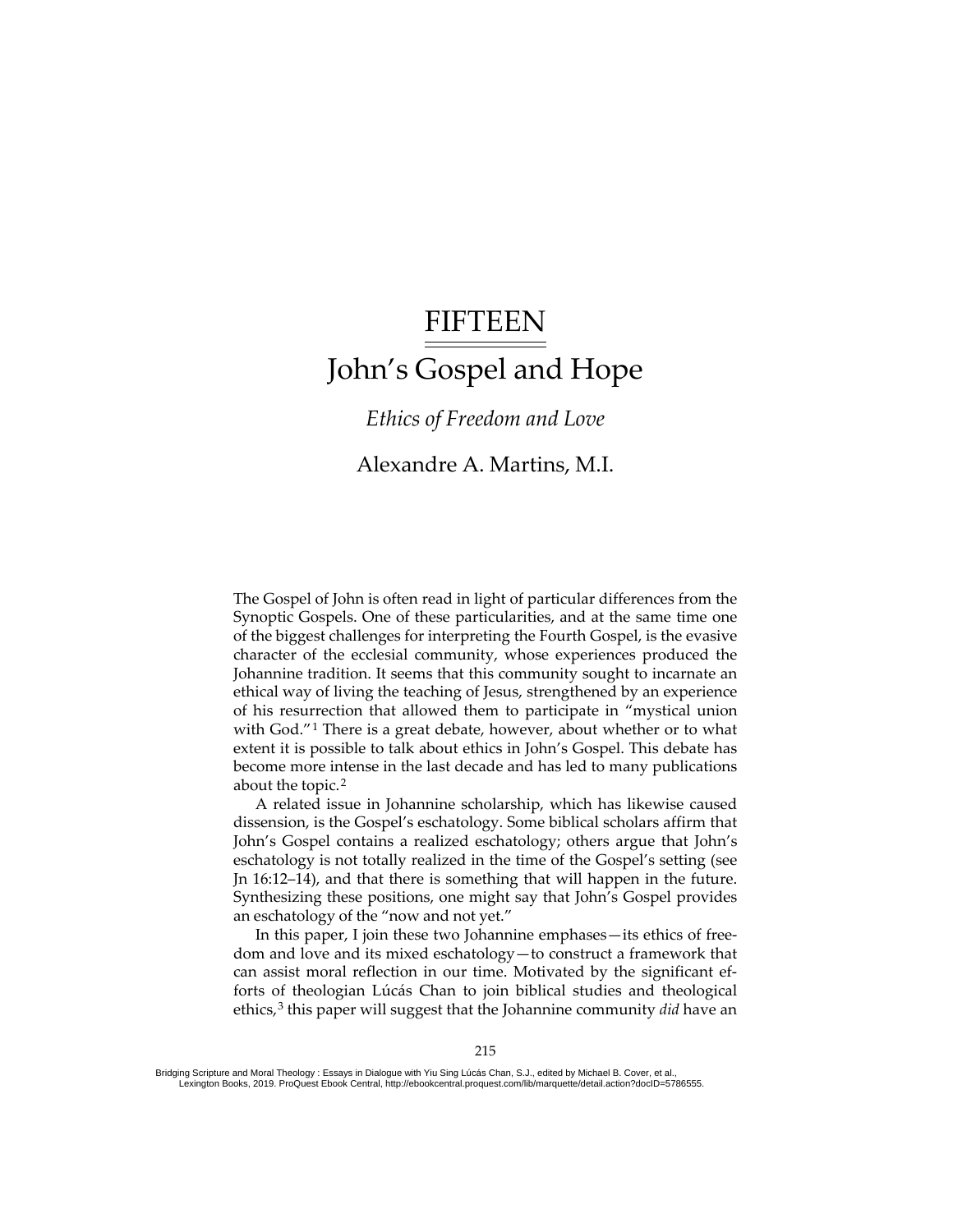# FIFTEEN

# John's Gospel and Hope

## *Ethics of Freedom and Love*

### Alexandre A. Martins, M.I.

The Gospel of John is often read in light of particular differences from the Synoptic Gospels. One of these particularities, and at the same time one of the biggest challenges for interpreting the Fourth Gospel, is the evasive character of the ecclesial community, whose experiences produced the Johannine tradition. It seems that this community sought to incarnate an ethical way of living the teaching of Jesus, strengthened by an experience of his resurrection that allowed them to participate in "mystical union with God."[1] There is a great debate, however, about whether or to what extent it is possible to talk about ethics in John's Gospel. This debate has become more intense in the last decade and has led to many publications about the topic.[2]

A related issue in Johannine scholarship, which has likewise caused dissension, is the Gospel's eschatology. Some biblical scholars affirm that John's Gospel contains a realized eschatology; others argue that John's eschatology is not totally realized in the time of the Gospel's setting (see Jn 16:12–14), and that there is something that will happen in the future. Synthesizing these positions, one might say that John's Gospel provides an eschatology of the "now and not yet."

In this paper, I join these two Johannine emphases—its ethics of freedom and love and its mixed eschatology—to construct a framework that can assist moral reflection in our time. Motivated by the significant efforts of theologian Lúcás Chan to join biblical studies and theological ethics,[3] this paper will suggest that the Johannine community *did* have an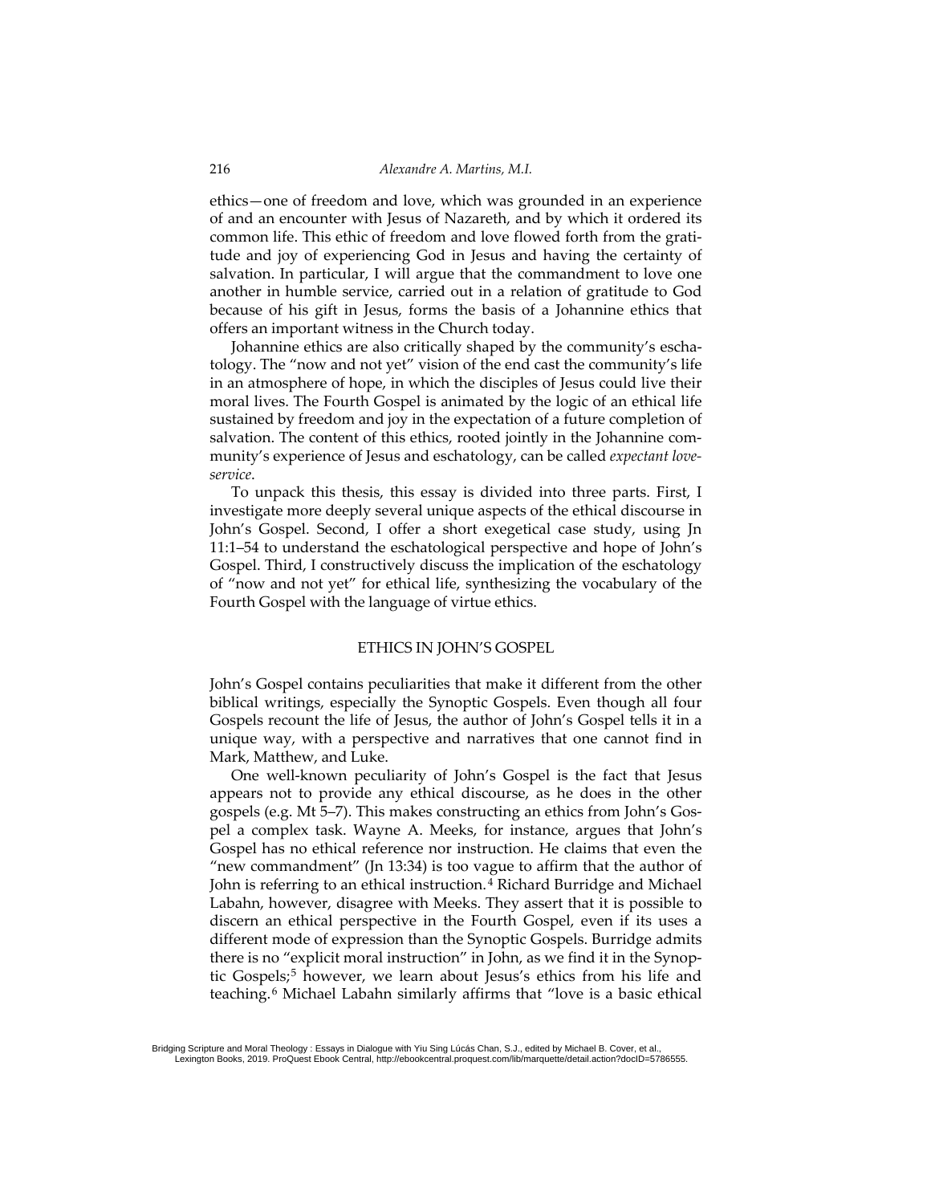ethics—one of freedom and love, which was grounded in an experience of and an encounter with Jesus of Nazareth, and by which it ordered its common life. This ethic of freedom and love flowed forth from the gratitude and joy of experiencing God in Jesus and having the certainty of salvation. In particular, I will argue that the commandment to love one another in humble service, carried out in a relation of gratitude to God because of his gift in Jesus, forms the basis of a Johannine ethics that offers an important witness in the Church today.

Johannine ethics are also critically shaped by the community's eschatology. The "now and not yet" vision of the end cast the community's life in an atmosphere of hope, in which the disciples of Jesus could live their moral lives. The Fourth Gospel is animated by the logic of an ethical life sustained by freedom and joy in the expectation of a future completion of salvation. The content of this ethics, rooted jointly in the Johannine community's experience of Jesus and eschatology, can be called *expectant love-service*.

To unpack this thesis, this essay is divided into three parts. First, I investigate more deeply several unique aspects of the ethical discourse in John's Gospel. Second, I offer a short exegetical case study, using Jn 11:1–54 to understand the eschatological perspective and hope of John's Gospel. Third, I constructively discuss the implication of the eschatology of "now and not yet" for ethical life, synthesizing the vocabulary of the Fourth Gospel with the language of virtue ethics.

## ETHICS IN JOHN'S GOSPEL

John's Gospel contains peculiarities that make it different from the other biblical writings, especially the Synoptic Gospels. Even though all four Gospels recount the life of Jesus, the author of John's Gospel tells it in a unique way, with a perspective and narratives that one cannot find in Mark, Matthew, and Luke.

One well-known peculiarity of John's Gospel is the fact that Jesus appears not to provide any ethical discourse, as he does in the other gospels (e.g. Mt 5–7). This makes constructing an ethics from John's Gospel a complex task. Wayne A. Meeks, for instance, argues that John's Gospel has no ethical reference nor instruction. He claims that even the "new commandment" (Jn 13:34) is too vague to affirm that the author of John is referring to an ethical instruction.[4] Richard Burridge and Michael Labahn, however, disagree with Meeks. They assert that it is possible to discern an ethical perspective in the Fourth Gospel, even if its uses a different mode of expression than the Synoptic Gospels. Burridge admits there is no "explicit moral instruction" in John, as we find it in the Synoptic Gospels;[5] however, we learn about Jesus's ethics from his life and teaching.[6] Michael Labahn similarly affirms that "love is a basic ethical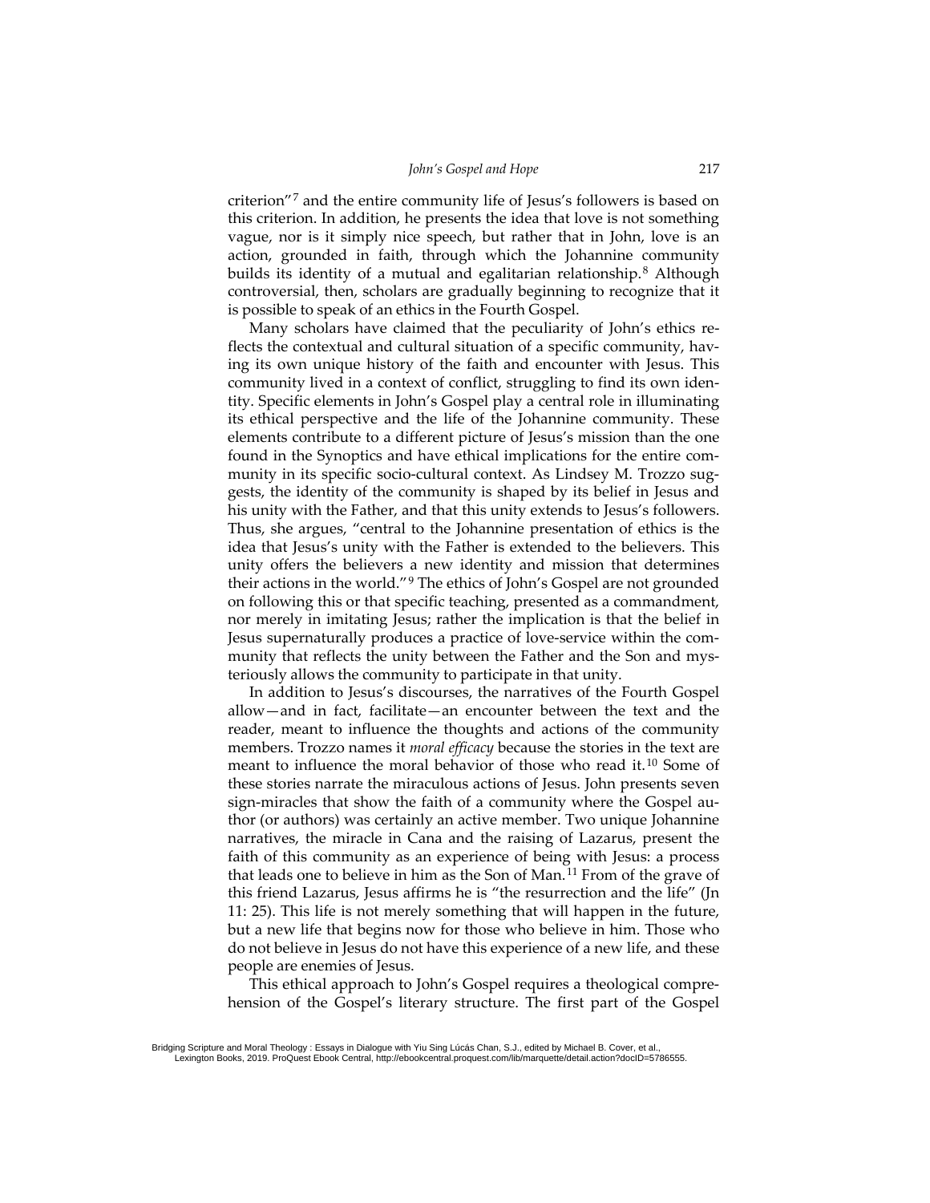criterion"[7] and the entire community life of Jesus's followers is based on this criterion. In addition, he presents the idea that love is not something vague, nor is it simply nice speech, but rather that in John, love is an action, grounded in faith, through which the Johannine community builds its identity of a mutual and egalitarian relationship.[8] Although controversial, then, scholars are gradually beginning to recognize that it is possible to speak of an ethics in the Fourth Gospel.

Many scholars have claimed that the peculiarity of John's ethics reflects the contextual and cultural situation of a specific community, having its own unique history of the faith and encounter with Jesus. This community lived in a context of conflict, struggling to find its own identity. Specific elements in John's Gospel play a central role in illuminating its ethical perspective and the life of the Johannine community. These elements contribute to a different picture of Jesus's mission than the one found in the Synoptics and have ethical implications for the entire community in its specific socio-cultural context. As Lindsey M. Trozzo suggests, the identity of the community is shaped by its belief in Jesus and his unity with the Father, and that this unity extends to Jesus's followers. Thus, she argues, "central to the Johannine presentation of ethics is the idea that Jesus's unity with the Father is extended to the believers. This unity offers the believers a new identity and mission that determines their actions in the world."[9] The ethics of John's Gospel are not grounded on following this or that specific teaching, presented as a commandment, nor merely in imitating Jesus; rather the implication is that the belief in Jesus supernaturally produces a practice of love-service within the community that reflects the unity between the Father and the Son and mysteriously allows the community to participate in that unity.

In addition to Jesus's discourses, the narratives of the Fourth Gospel allow—and in fact, facilitate—an encounter between the text and the reader, meant to influence the thoughts and actions of the community members. Trozzo names it *moral efficacy* because the stories in the text are meant to influence the moral behavior of those who read it.[10] Some of these stories narrate the miraculous actions of Jesus. John presents seven sign-miracles that show the faith of a community where the Gospel author (or authors) was certainly an active member. Two unique Johannine narratives, the miracle in Cana and the raising of Lazarus, present the faith of this community as an experience of being with Jesus: a process that leads one to believe in him as the Son of Man.[11] From of the grave of this friend Lazarus, Jesus affirms he is "the resurrection and the life" (Jn 11: 25). This life is not merely something that will happen in the future, but a new life that begins now for those who believe in him. Those who do not believe in Jesus do not have this experience of a new life, and these people are enemies of Jesus.

This ethical approach to John's Gospel requires a theological comprehension of the Gospel's literary structure. The first part of the Gospel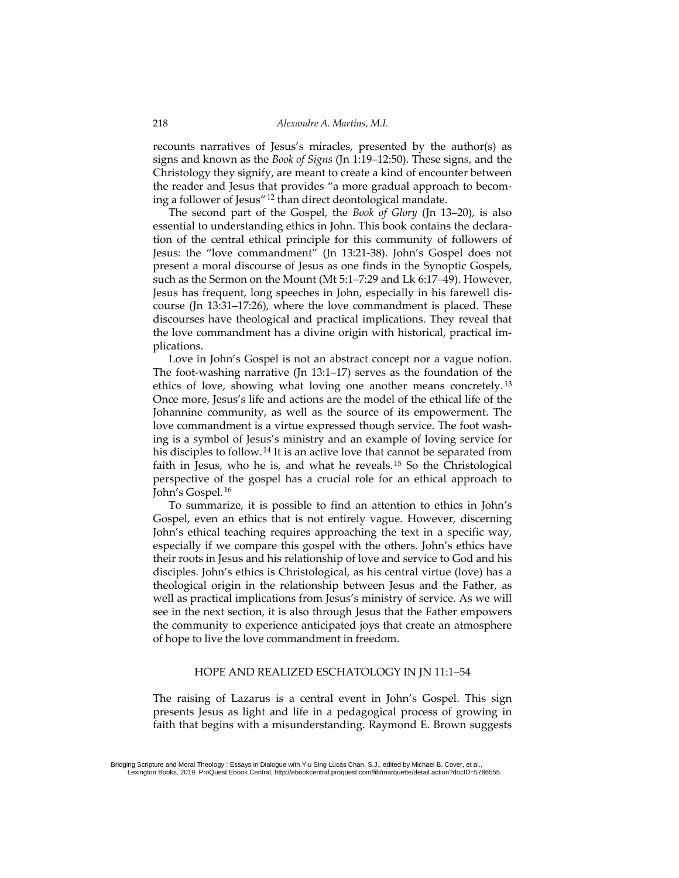recounts narratives of Jesus's miracles, presented by the author(s) as signs and known as the *Book of Signs* (Jn 1:19–12:50). These signs, and the Christology they signify, are meant to create a kind of encounter between the reader and Jesus that provides "a more gradual approach to becoming a follower of Jesus"[12] than direct deontological mandate.

The second part of the Gospel, the *Book of Glory* (Jn 13–20), is also essential to understanding ethics in John. This book contains the declaration of the central ethical principle for this community of followers of Jesus: the "love commandment" (Jn 13:21-38). John's Gospel does not present a moral discourse of Jesus as one finds in the Synoptic Gospels, such as the Sermon on the Mount (Mt 5:1–7:29 and Lk 6:17–49). However, Jesus has frequent, long speeches in John, especially in his farewell discourse (Jn 13:31–17:26), where the love commandment is placed. These discourses have theological and practical implications. They reveal that the love commandment has a divine origin with historical, practical implications.

Love in John's Gospel is not an abstract concept nor a vague notion. The foot-washing narrative (Jn 13:1–17) serves as the foundation of the ethics of love, showing what loving one another means concretely.[13] Once more, Jesus's life and actions are the model of the ethical life of the Johannine community, as well as the source of its empowerment. The love commandment is a virtue expressed though service. The foot washing is a symbol of Jesus's ministry and an example of loving service for his disciples to follow.[14] It is an active love that cannot be separated from faith in Jesus, who he is, and what he reveals.[15] So the Christological perspective of the gospel has a crucial role for an ethical approach to John's Gospel.[16]

To summarize, it is possible to find an attention to ethics in John's Gospel, even an ethics that is not entirely vague. However, discerning John's ethical teaching requires approaching the text in a specific way, especially if we compare this gospel with the others. John's ethics have their roots in Jesus and his relationship of love and service to God and his disciples. John's ethics is Christological, as his central virtue (love) has a theological origin in the relationship between Jesus and the Father, as well as practical implications from Jesus's ministry of service. As we will see in the next section, it is also through Jesus that the Father empowers the community to experience anticipated joys that create an atmosphere of hope to live the love commandment in freedom.

## HOPE AND REALIZED ESCHATOLOGY IN JN 11:1–54

The raising of Lazarus is a central event in John's Gospel. This sign presents Jesus as light and life in a pedagogical process of growing in faith that begins with a misunderstanding. Raymond E. Brown suggests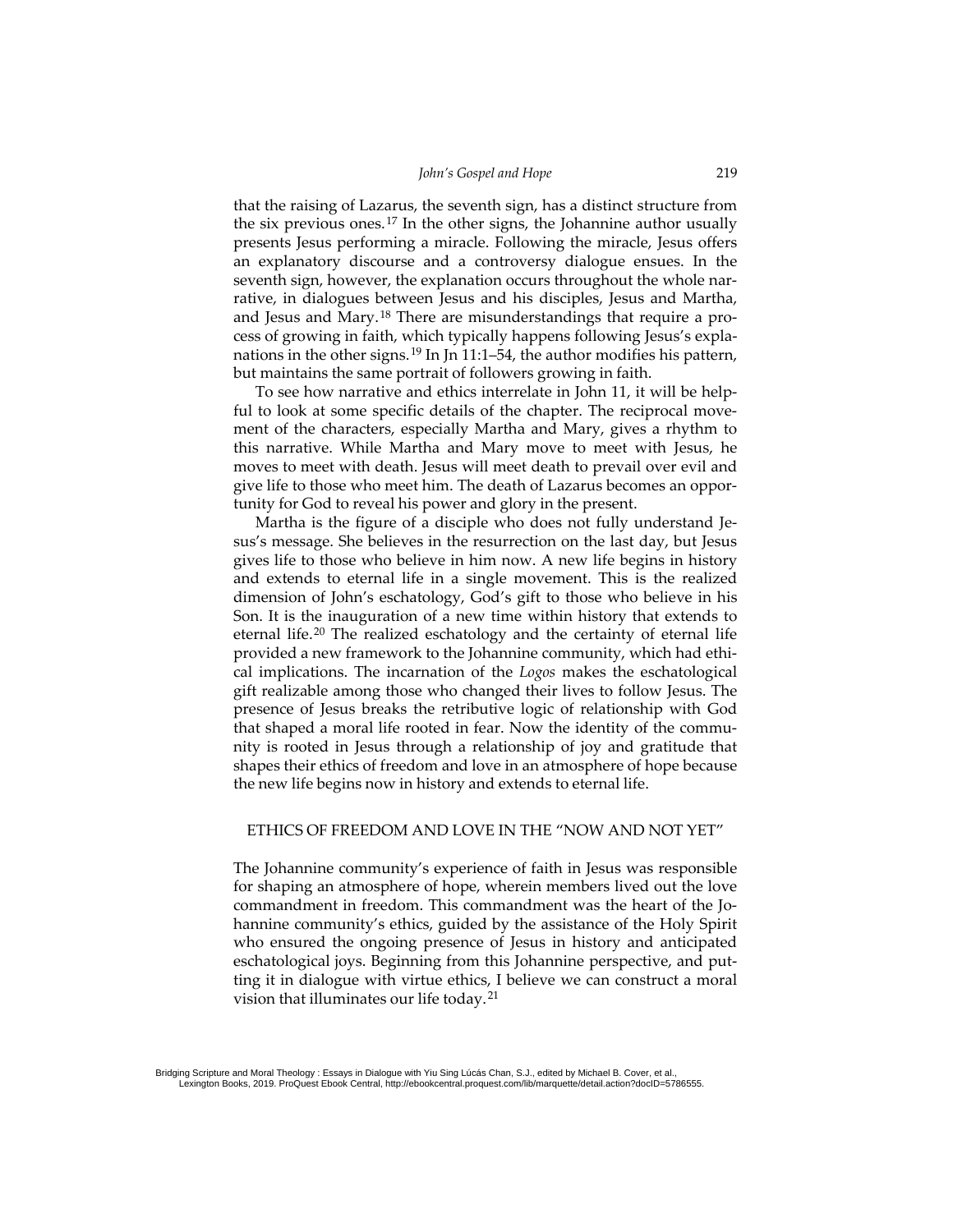that the raising of Lazarus, the seventh sign, has a distinct structure from the six previous ones.[17] In the other signs, the Johannine author usually presents Jesus performing a miracle. Following the miracle, Jesus offers an explanatory discourse and a controversy dialogue ensues. In the seventh sign, however, the explanation occurs throughout the whole narrative, in dialogues between Jesus and his disciples, Jesus and Martha, and Jesus and Mary.[18] There are misunderstandings that require a process of growing in faith, which typically happens following Jesus's explanations in the other signs.[19] In Jn 11:1–54, the author modifies his pattern, but maintains the same portrait of followers growing in faith.

To see how narrative and ethics interrelate in John 11, it will be helpful to look at some specific details of the chapter. The reciprocal movement of the characters, especially Martha and Mary, gives a rhythm to this narrative. While Martha and Mary move to meet with Jesus, he moves to meet with death. Jesus will meet death to prevail over evil and give life to those who meet him. The death of Lazarus becomes an opportunity for God to reveal his power and glory in the present.

Martha is the figure of a disciple who does not fully understand Jesus's message. She believes in the resurrection on the last day, but Jesus gives life to those who believe in him now. A new life begins in history and extends to eternal life in a single movement. This is the realized dimension of John's eschatology, God's gift to those who believe in his Son. It is the inauguration of a new time within history that extends to eternal life.[20] The realized eschatology and the certainty of eternal life provided a new framework to the Johannine community, which had ethical implications. The incarnation of the *Logos* makes the eschatological gift realizable among those who changed their lives to follow Jesus. The presence of Jesus breaks the retributive logic of relationship with God that shaped a moral life rooted in fear. Now the identity of the community is rooted in Jesus through a relationship of joy and gratitude that shapes their ethics of freedom and love in an atmosphere of hope because the new life begins now in history and extends to eternal life.

## ETHICS OF FREEDOM AND LOVE IN THE "NOW AND NOT YET"

The Johannine community's experience of faith in Jesus was responsible for shaping an atmosphere of hope, wherein members lived out the love commandment in freedom. This commandment was the heart of the Johannine community's ethics, guided by the assistance of the Holy Spirit who ensured the ongoing presence of Jesus in history and anticipated eschatological joys. Beginning from this Johannine perspective, and putting it in dialogue with virtue ethics, I believe we can construct a moral vision that illuminates our life today.[21]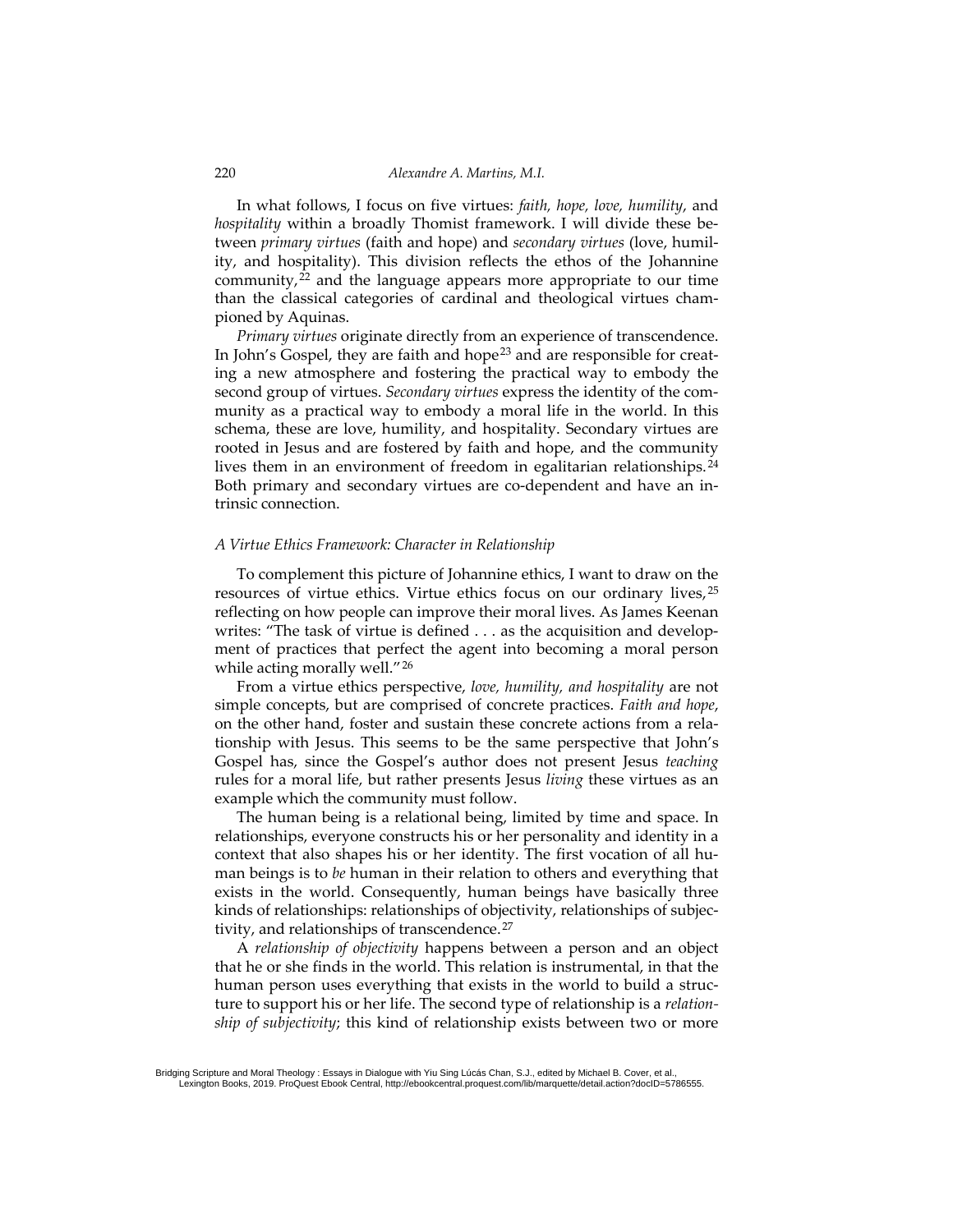In what follows, I focus on five virtues: *faith, hope, love, humility*, and *hospitality* within a broadly Thomist framework. I will divide these between *primary virtues* (faith and hope) and *secondary virtues* (love, humility, and hospitality). This division reflects the ethos of the Johannine community,[22] and the language appears more appropriate to our time than the classical categories of cardinal and theological virtues championed by Aquinas.

*Primary virtues* originate directly from an experience of transcendence. In John's Gospel, they are faith and hope[23] and are responsible for creating a new atmosphere and fostering the practical way to embody the second group of virtues. *Secondary virtues* express the identity of the community as a practical way to embody a moral life in the world. In this schema, these are love, humility, and hospitality. Secondary virtues are rooted in Jesus and are fostered by faith and hope, and the community lives them in an environment of freedom in egalitarian relationships.[24] Both primary and secondary virtues are co-dependent and have an intrinsic connection.

### *A Virtue Ethics Framework: Character in Relationship*

To complement this picture of Johannine ethics, I want to draw on the resources of virtue ethics. Virtue ethics focus on our ordinary lives,[25] reflecting on how people can improve their moral lives. As James Keenan writes: "The task of virtue is defined . . . as the acquisition and development of practices that perfect the agent into becoming a moral person while acting morally well."[26]

From a virtue ethics perspective, *love, humility, and hospitality* are not simple concepts, but are comprised of concrete practices. *Faith and hope*, on the other hand, foster and sustain these concrete actions from a relationship with Jesus. This seems to be the same perspective that John's Gospel has, since the Gospel's author does not present Jesus *teaching* rules for a moral life, but rather presents Jesus *living* these virtues as an example which the community must follow.

The human being is a relational being, limited by time and space. In relationships, everyone constructs his or her personality and identity in a context that also shapes his or her identity. The first vocation of all human beings is to *be* human in their relation to others and everything that exists in the world. Consequently, human beings have basically three kinds of relationships: relationships of objectivity, relationships of subjectivity, and relationships of transcendence.[27]

A *relationship of objectivity* happens between a person and an object that he or she finds in the world. This relation is instrumental, in that the human person uses everything that exists in the world to build a structure to support his or her life. The second type of relationship is a *relationship of subjectivity*; this kind of relationship exists between two or more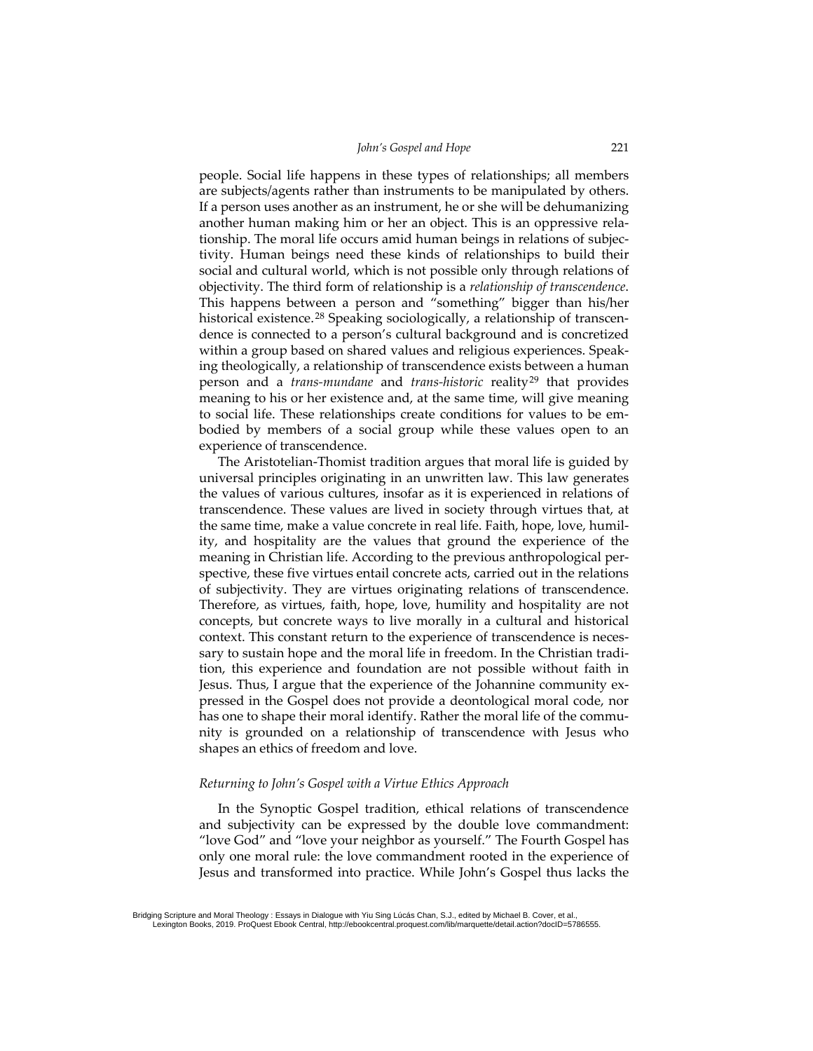people. Social life happens in these types of relationships; all members are subjects/agents rather than instruments to be manipulated by others. If a person uses another as an instrument, he or she will be dehumanizing another human making him or her an object. This is an oppressive relationship. The moral life occurs amid human beings in relations of subjectivity. Human beings need these kinds of relationships to build their social and cultural world, which is not possible only through relations of objectivity. The third form of relationship is a *relationship of transcendence*. This happens between a person and "something" bigger than his/her historical existence.[28] Speaking sociologically, a relationship of transcendence is connected to a person's cultural background and is concretized within a group based on shared values and religious experiences. Speaking theologically, a relationship of transcendence exists between a human person and a *trans-mundane* and *trans-historic* reality[29] that provides meaning to his or her existence and, at the same time, will give meaning to social life. These relationships create conditions for values to be embodied by members of a social group while these values open to an experience of transcendence.

The Aristotelian-Thomist tradition argues that moral life is guided by universal principles originating in an unwritten law. This law generates the values of various cultures, insofar as it is experienced in relations of transcendence. These values are lived in society through virtues that, at the same time, make a value concrete in real life. Faith, hope, love, humility, and hospitality are the values that ground the experience of the meaning in Christian life. According to the previous anthropological perspective, these five virtues entail concrete acts, carried out in the relations of subjectivity. They are virtues originating relations of transcendence. Therefore, as virtues, faith, hope, love, humility and hospitality are not concepts, but concrete ways to live morally in a cultural and historical context. This constant return to the experience of transcendence is necessary to sustain hope and the moral life in freedom. In the Christian tradition, this experience and foundation are not possible without faith in Jesus. Thus, I argue that the experience of the Johannine community expressed in the Gospel does not provide a deontological moral code, nor has one to shape their moral identify. Rather the moral life of the community is grounded on a relationship of transcendence with Jesus who shapes an ethics of freedom and love.

### *Returning to John's Gospel with a Virtue Ethics Approach*

In the Synoptic Gospel tradition, ethical relations of transcendence and subjectivity can be expressed by the double love commandment: "love God" and "love your neighbor as yourself." The Fourth Gospel has only one moral rule: the love commandment rooted in the experience of Jesus and transformed into practice. While John's Gospel thus lacks the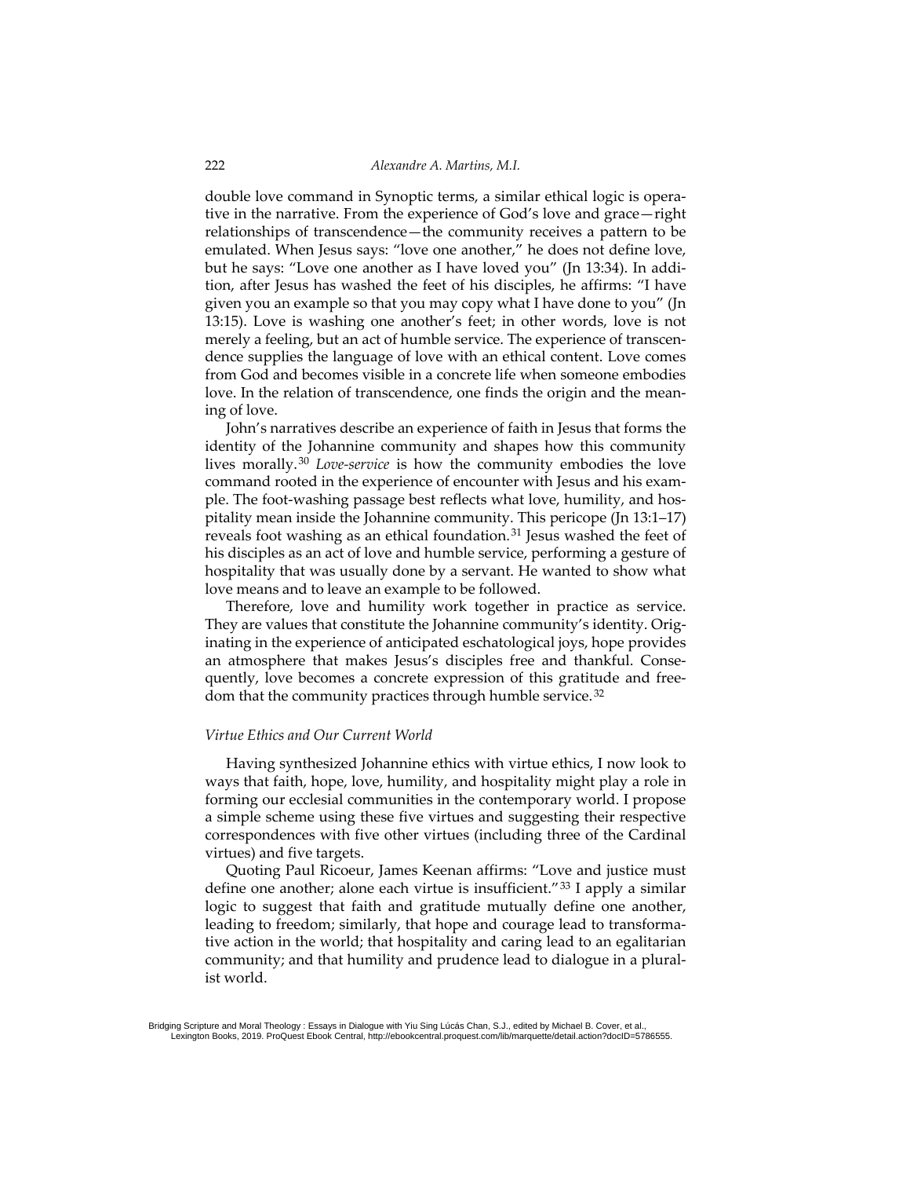double love command in Synoptic terms, a similar ethical logic is operative in the narrative. From the experience of God's love and grace—right relationships of transcendence—the community receives a pattern to be emulated. When Jesus says: "love one another," he does not define love, but he says: "Love one another as I have loved you" (Jn 13:34). In addition, after Jesus has washed the feet of his disciples, he affirms: "I have given you an example so that you may copy what I have done to you" (Jn 13:15). Love is washing one another's feet; in other words, love is not merely a feeling, but an act of humble service. The experience of transcendence supplies the language of love with an ethical content. Love comes from God and becomes visible in a concrete life when someone embodies love. In the relation of transcendence, one finds the origin and the meaning of love.

John's narratives describe an experience of faith in Jesus that forms the identity of the Johannine community and shapes how this community lives morally.[30] *Love-service* is how the community embodies the love command rooted in the experience of encounter with Jesus and his example. The foot-washing passage best reflects what love, humility, and hospitality mean inside the Johannine community. This pericope (Jn 13:1–17) reveals foot washing as an ethical foundation.[31] Jesus washed the feet of his disciples as an act of love and humble service, performing a gesture of hospitality that was usually done by a servant. He wanted to show what love means and to leave an example to be followed.

Therefore, love and humility work together in practice as service. They are values that constitute the Johannine community's identity. Originating in the experience of anticipated eschatological joys, hope provides an atmosphere that makes Jesus's disciples free and thankful. Consequently, love becomes a concrete expression of this gratitude and freedom that the community practices through humble service.[32]

### *Virtue Ethics and Our Current World*

Having synthesized Johannine ethics with virtue ethics, I now look to ways that faith, hope, love, humility, and hospitality might play a role in forming our ecclesial communities in the contemporary world. I propose a simple scheme using these five virtues and suggesting their respective correspondences with five other virtues (including three of the Cardinal virtues) and five targets.

Quoting Paul Ricoeur, James Keenan affirms: "Love and justice must define one another; alone each virtue is insufficient."[33] I apply a similar logic to suggest that faith and gratitude mutually define one another, leading to freedom; similarly, that hope and courage lead to transformative action in the world; that hospitality and caring lead to an egalitarian community; and that humility and prudence lead to dialogue in a pluralist world.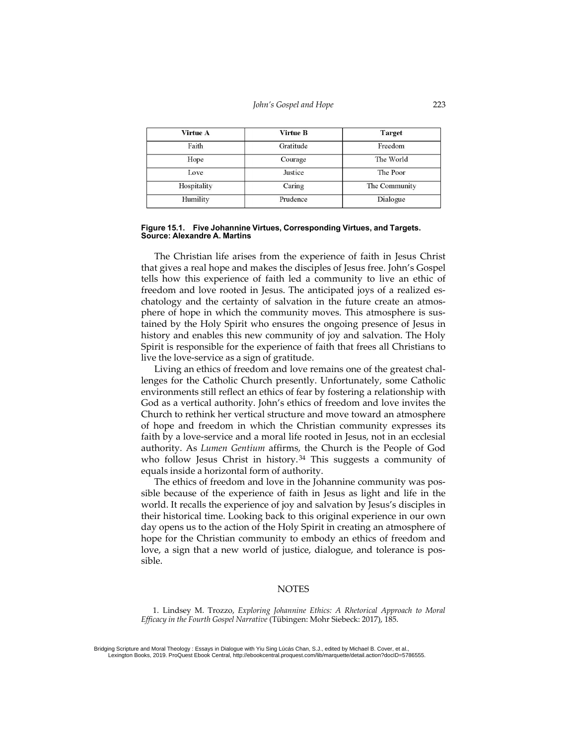| Virtue A | Virtue B | Target |
|---|---|---|
| Faith | Gratitude | Freedom |
| Hope | Courage | The World |
| Love | Justice | The Poor |
| Hospitality | Caring | The Community |
| Humility | Prudence | Dialogue |

**Figure 15.1. Five Johannine Virtues, Corresponding Virtues, and Targets. Source: Alexandre A. Martins**

The Christian life arises from the experience of faith in Jesus Christ that gives a real hope and makes the disciples of Jesus free. John's Gospel tells how this experience of faith led a community to live an ethic of freedom and love rooted in Jesus. The anticipated joys of a realized eschatology and the certainty of salvation in the future create an atmosphere of hope in which the community moves. This atmosphere is sustained by the Holy Spirit who ensures the ongoing presence of Jesus in history and enables this new community of joy and salvation. The Holy Spirit is responsible for the experience of faith that frees all Christians to live the love-service as a sign of gratitude.

Living an ethics of freedom and love remains one of the greatest challenges for the Catholic Church presently. Unfortunately, some Catholic environments still reflect an ethics of fear by fostering a relationship with God as a vertical authority. John's ethics of freedom and love invites the Church to rethink her vertical structure and move toward an atmosphere of hope and freedom in which the Christian community expresses its faith by a love-service and a moral life rooted in Jesus, not in an ecclesial authority. As *Lumen Gentium* affirms, the Church is the People of God who follow Jesus Christ in history.[34] This suggests a community of equals inside a horizontal form of authority.

The ethics of freedom and love in the Johannine community was possible because of the experience of faith in Jesus as light and life in the world. It recalls the experience of joy and salvation by Jesus's disciples in their historical time. Looking back to this original experience in our own day opens us to the action of the Holy Spirit in creating an atmosphere of hope for the Christian community to embody an ethics of freedom and love, a sign that a new world of justice, dialogue, and tolerance is possible.

## NOTES

1. Lindsey M. Trozzo, *Exploring Johannine Ethics: A Rhetorical Approach to Moral Efficacy in the Fourth Gospel Narrative* (Tübingen: Mohr Siebeck: 2017), 185.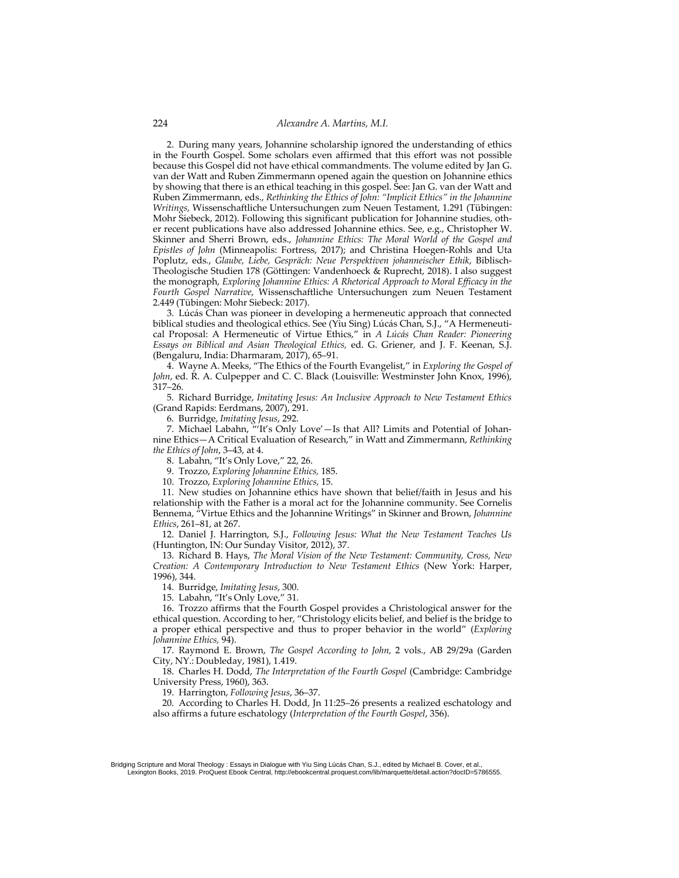2. During many years, Johannine scholarship ignored the understanding of ethics in the Fourth Gospel. Some scholars even affirmed that this effort was not possible because this Gospel did not have ethical commandments. The volume edited by Jan G. van der Watt and Ruben Zimmermann opened again the question on Johannine ethics by showing that there is an ethical teaching in this gospel. See: Jan G. van der Watt and Ruben Zimmermann, eds., *Rethinking the Ethics of John: "Implicit Ethics" in the Johannine Writings,* Wissenschaftliche Untersuchungen zum Neuen Testament, 1.291 (Tübingen: Mohr Siebeck, 2012). Following this significant publication for Johannine studies, other recent publications have also addressed Johannine ethics. See, e.g., Christopher W. Skinner and Sherri Brown, eds., *Johannine Ethics: The Moral World of the Gospel and Epistles of John* (Minneapolis: Fortress, 2017); and Christina Hoegen-Rohls and Uta Poplutz, eds., *Glaube, Liebe, Gespräch: Neue Perspektiven johanneischer Ethik*, Biblisch-Theologische Studien 178 (Göttingen: Vandenhoeck & Ruprecht, 2018). I also suggest the monograph, *Exploring Johannine Ethics: A Rhetorical Approach to Moral Efficacy in the Fourth Gospel Narrative*, Wissenschaftliche Untersuchungen zum Neuen Testament 2.449 (Tübingen: Mohr Siebeck: 2017).

3. Lúcás Chan was pioneer in developing a hermeneutic approach that connected biblical studies and theological ethics. See (Yiu Sing) Lúcás Chan, S.J., "A Hermeneutical Proposal: A Hermeneutic of Virtue Ethics," in *A Lúcás Chan Reader: Pioneering Essays on Biblical and Asian Theological Ethics,* ed. G. Griener, and J. F. Keenan, S.J. (Bengaluru, India: Dharmaram, 2017), 65–91.

4. Wayne A. Meeks, "The Ethics of the Fourth Evangelist," in *Exploring the Gospel of John*, ed. R. A. Culpepper and C. C. Black (Louisville: Westminster John Knox, 1996), 317–26.

5. Richard Burridge, *Imitating Jesus: An Inclusive Approach to New Testament Ethics* (Grand Rapids: Eerdmans, 2007), 291.

6. Burridge, *Imitating Jesus*, 292.

7. Michael Labahn, "'It's Only Love'—Is that All? Limits and Potential of Johannine Ethics—A Critical Evaluation of Research," in Watt and Zimmermann, *Rethinking the Ethics of John*, 3–43, at 4.

8. Labahn, "It's Only Love," 22, 26.

9. Trozzo, *Exploring Johannine Ethics,* 185.

10. Trozzo, *Exploring Johannine Ethics,* 15.

11. New studies on Johannine ethics have shown that belief/faith in Jesus and his relationship with the Father is a moral act for the Johannine community. See Cornelis Bennema, "Virtue Ethics and the Johannine Writings" in Skinner and Brown, *Johannine Ethics*, 261–81, at 267.

12. Daniel J. Harrington, S.J., *Following Jesus: What the New Testament Teaches Us* (Huntington, IN: Our Sunday Visitor, 2012), 37.

13. Richard B. Hays, *The Moral Vision of the New Testament: Community, Cross, New Creation: A Contemporary Introduction to New Testament Ethics* (New York: Harper, 1996), 344.

14. Burridge, *Imitating Jesus*, 300.

15. Labahn, "It's Only Love," 31.

16. Trozzo affirms that the Fourth Gospel provides a Christological answer for the ethical question. According to her, "Christology elicits belief, and belief is the bridge to a proper ethical perspective and thus to proper behavior in the world" (*Exploring Johannine Ethics,* 94).

17. Raymond E. Brown, *The Gospel According to John,* 2 vols., AB 29/29a (Garden City, NY.: Doubleday, 1981), 1.419.

18. Charles H. Dodd, *The Interpretation of the Fourth Gospel* (Cambridge: Cambridge University Press, 1960), 363.

19. Harrington, *Following Jesus*, 36–37.

20. According to Charles H. Dodd, Jn 11:25–26 presents a realized eschatology and also affirms a future eschatology (*Interpretation of the Fourth Gospel*, 356).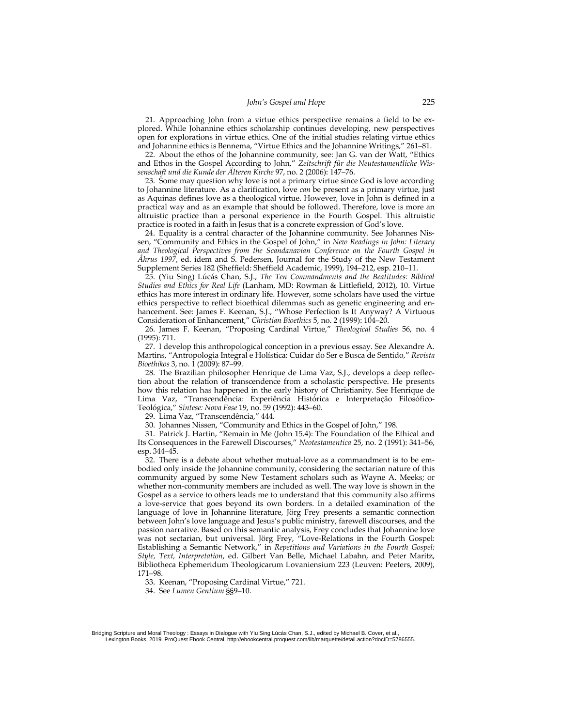21. Approaching John from a virtue ethics perspective remains a field to be explored. While Johannine ethics scholarship continues developing, new perspectives open for explorations in virtue ethics. One of the initial studies relating virtue ethics and Johannine ethics is Bennema, "Virtue Ethics and the Johannine Writings," 261–81.

22. About the ethos of the Johannine community, see: Jan G. van der Watt, "Ethics and Ethos in the Gospel According to John," *Zeitschrift für die Neutestamentliche Wissenschaft und die Kunde der Älteren Kirche* 97, no. 2 (2006): 147–76.

23. Some may question why love is not a primary virtue since God is love according to Johannine literature. As a clarification, love *can* be present as a primary virtue, just as Aquinas defines love as a theological virtue. However, love in John is defined in a practical way and as an example that should be followed. Therefore, love is more an altruistic practice than a personal experience in the Fourth Gospel. This altruistic practice is rooted in a faith in Jesus that is a concrete expression of God's love.

24. Equality is a central character of the Johannine community. See Johannes Nissen, "Community and Ethics in the Gospel of John," in *New Readings in John: Literary and Theological Perspectives from the Scandanavian Conference on the Fourth Gospel in Åhrus 1997*, ed. idem and S. Pedersen, Journal for the Study of the New Testament Supplement Series 182 (Sheffield: Sheffield Academic, 1999), 194–212, esp. 210–11.

25. (Yiu Sing) Lúcás Chan, S.J., *The Ten Commandments and the Beatitudes: Biblical Studies and Ethics for Real Life* (Lanham, MD: Rowman & Littlefield, 2012), 10. Virtue ethics has more interest in ordinary life. However, some scholars have used the virtue ethics perspective to reflect bioethical dilemmas such as genetic engineering and enhancement. See: James F. Keenan, S.J., "Whose Perfection Is It Anyway? A Virtuous Consideration of Enhancement," *Christian Bioethics* 5, no. 2 (1999): 104–20.

26. James F. Keenan, "Proposing Cardinal Virtue," *Theological Studies* 56, no. 4 (1995): 711.

27. I develop this anthropological conception in a previous essay. See Alexandre A. Martins, "Antropologia Integral e Holística: Cuidar do Ser e Busca de Sentido," *Revista Bioethikos* 3, no. 1 (2009): 87–99.

28. The Brazilian philosopher Henrique de Lima Vaz, S.J., develops a deep reflection about the relation of transcendence from a scholastic perspective. He presents how this relation has happened in the early history of Christianity. See Henrique de Lima Vaz, "Transcendência: Experiência Histórica e Interpretação Filosófico-Teológica," *Síntese: Nova Fase* 19, no. 59 (1992): 443–60.

29. Lima Vaz, "Transcendência," 444.

30. Johannes Nissen, "Community and Ethics in the Gospel of John," 198.

31. Patrick J. Hartin, "Remain in Me (John 15.4): The Foundation of the Ethical and Its Consequences in the Farewell Discourses," *Neotestamentica* 25, no. 2 (1991): 341–56, esp. 344–45.

32. There is a debate about whether mutual-love as a commandment is to be embodied only inside the Johannine community, considering the sectarian nature of this community argued by some New Testament scholars such as Wayne A. Meeks; or whether non-community members are included as well. The way love is shown in the Gospel as a service to others leads me to understand that this community also affirms a love-service that goes beyond its own borders. In a detailed examination of the language of love in Johannine literature, Jörg Frey presents a semantic connection between John's love language and Jesus's public ministry, farewell discourses, and the passion narrative. Based on this semantic analysis, Frey concludes that Johannine love was not sectarian, but universal. Jörg Frey, "Love-Relations in the Fourth Gospel: Establishing a Semantic Network," in *Repetitions and Variations in the Fourth Gospel: Style, Text, Interpretation*, ed. Gilbert Van Belle, Michael Labahn, and Peter Maritz, Bibliotheca Ephemeridum Theologicarum Lovaniensium 223 (Leuven: Peeters, 2009), 171–98.

33. Keenan, "Proposing Cardinal Virtue," 721.

34. See *Lumen Gentium* §§9–10.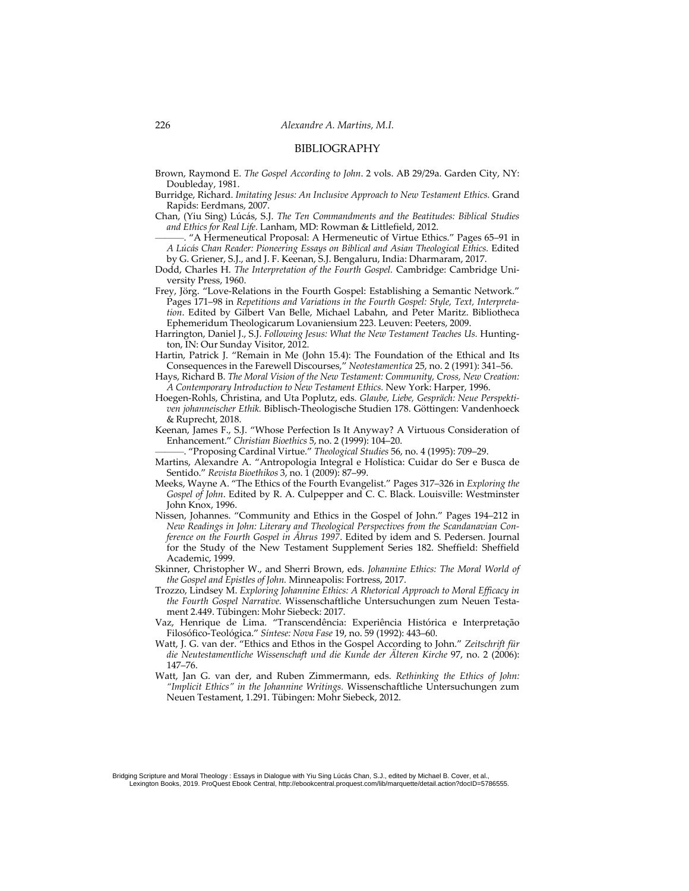## BIBLIOGRAPHY

Brown, Raymond E. *The Gospel According to John*. 2 vols. AB 29/29a. Garden City, NY: Doubleday, 1981.

Burridge, Richard. *Imitating Jesus: An Inclusive Approach to New Testament Ethics.* Grand Rapids: Eerdmans, 2007.

Chan, (Yiu Sing) Lúcás, S.J. *The Ten Commandments and the Beatitudes: Biblical Studies and Ethics for Real Life*. Lanham, MD: Rowman & Littlefield, 2012.

———. "A Hermeneutical Proposal: A Hermeneutic of Virtue Ethics." Pages 65–91 in *A Lúcás Chan Reader: Pioneering Essays on Biblical and Asian Theological Ethics.* Edited by G. Griener, S.J., and J. F. Keenan, S.J. Bengaluru, India: Dharmaram, 2017.

Dodd, Charles H. *The Interpretation of the Fourth Gospel.* Cambridge: Cambridge University Press, 1960.

Frey, Jörg. "Love-Relations in the Fourth Gospel: Establishing a Semantic Network." Pages 171–98 in *Repetitions and Variations in the Fourth Gospel: Style, Text, Interpretation*. Edited by Gilbert Van Belle, Michael Labahn, and Peter Maritz. Bibliotheca Ephemeridum Theologicarum Lovaniensium 223. Leuven: Peeters, 2009.

Harrington, Daniel J., S.J. *Following Jesus: What the New Testament Teaches Us.* Huntington, IN: Our Sunday Visitor, 2012.

Hartin, Patrick J. "Remain in Me (John 15.4): The Foundation of the Ethical and Its Consequences in the Farewell Discourses," *Neotestamentica* 25, no. 2 (1991): 341–56.

Hays, Richard B. *The Moral Vision of the New Testament: Community, Cross, New Creation: A Contemporary Introduction to New Testament Ethics.* New York: Harper, 1996.

Hoegen-Rohls, Christina, and Uta Poplutz, eds. *Glaube, Liebe, Gespräch: Neue Perspektiven johanneischer Ethik.* Biblisch-Theologische Studien 178. Göttingen: Vandenhoeck & Ruprecht, 2018.

Keenan, James F., S.J. "Whose Perfection Is It Anyway? A Virtuous Consideration of Enhancement." *Christian Bioethics* 5, no. 2 (1999): 104–20.

———. "Proposing Cardinal Virtue." *Theological Studies* 56, no. 4 (1995): 709–29.

Martins, Alexandre A. "Antropologia Integral e Holística: Cuidar do Ser e Busca de Sentido." *Revista Bioethikos* 3, no. 1 (2009): 87–99.

Meeks, Wayne A. "The Ethics of the Fourth Evangelist." Pages 317–326 in *Exploring the Gospel of John*. Edited by R. A. Culpepper and C. C. Black. Louisville: Westminster John Knox, 1996.

Nissen, Johannes. "Community and Ethics in the Gospel of John." Pages 194–212 in *New Readings in John: Literary and Theological Perspectives from the Scandanavian Conference on the Fourth Gospel in Århus 1997*. Edited by idem and S. Pedersen. Journal for the Study of the New Testament Supplement Series 182. Sheffield: Sheffield Academic, 1999.

Skinner, Christopher W., and Sherri Brown, eds. *Johannine Ethics: The Moral World of the Gospel and Epistles of John.* Minneapolis: Fortress, 2017.

Trozzo, Lindsey M. *Exploring Johannine Ethics: A Rhetorical Approach to Moral Efficacy in the Fourth Gospel Narrative.* Wissenschaftliche Untersuchungen zum Neuen Testament 2.449. Tübingen: Mohr Siebeck: 2017.

Vaz, Henrique de Lima. "Transcendência: Experiência Histórica e Interpretação Filosófico-Teológica." *Síntese: Nova Fase* 19, no. 59 (1992): 443–60.

Watt, J. G. van der. "Ethics and Ethos in the Gospel According to John." *Zeitschrift für die Neutestamentliche Wissenschaft und die Kunde der Älteren Kirche* 97, no. 2 (2006): 147–76.

Watt, Jan G. van der, and Ruben Zimmermann, eds. *Rethinking the Ethics of John: "Implicit Ethics" in the Johannine Writings.* Wissenschaftliche Untersuchungen zum Neuen Testament, 1.291. Tübingen: Mohr Siebeck, 2012.